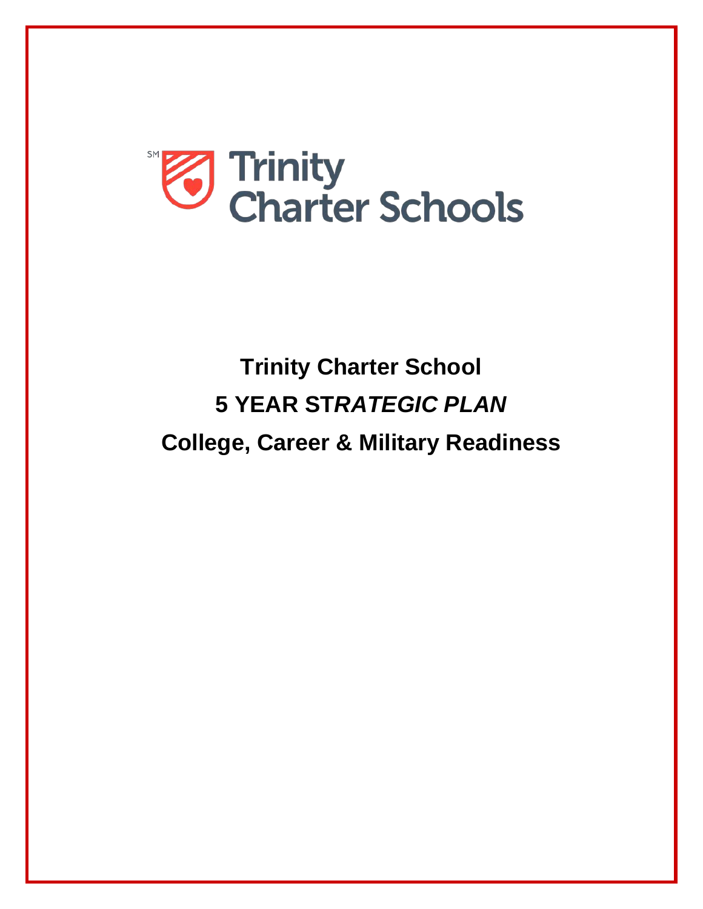Trinity Charter Schools

# Trinity Charter School

## 5 YEAR ST*RATEGIC PLAN*

## College, Career & Military Readiness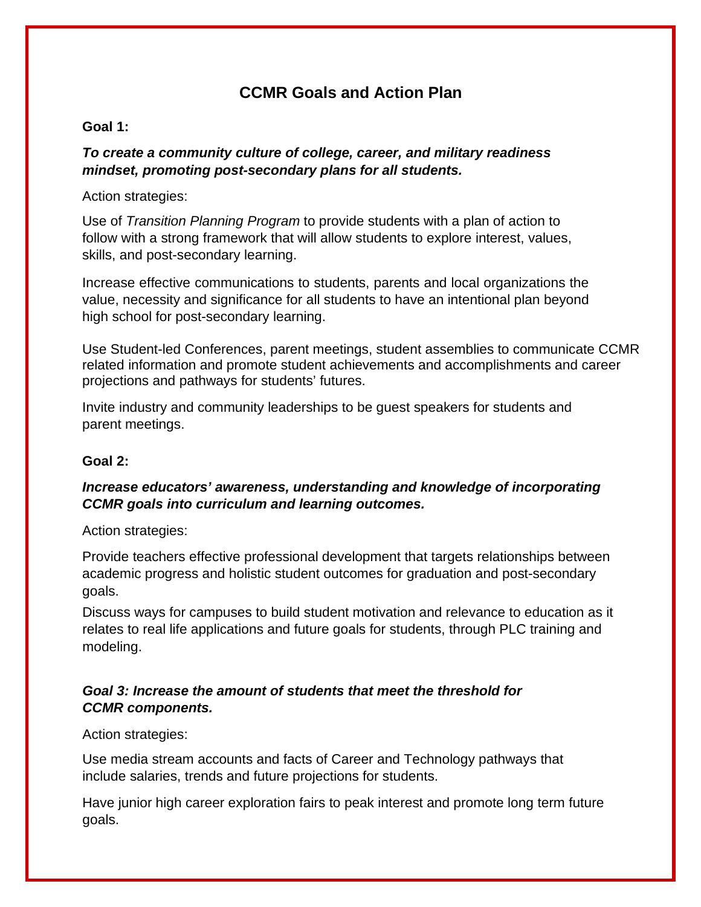# CCMR Goals and Action Plan

**Goal 1:**

***To create a community culture of college, career, and military readiness mindset, promoting post-secondary plans for all students.***

Action strategies:

Use of *Transition Planning Program* to provide students with a plan of action to follow with a strong framework that will allow students to explore interest, values, skills, and post-secondary learning.

Increase effective communications to students, parents and local organizations the value, necessity and significance for all students to have an intentional plan beyond high school for post-secondary learning.

Use Student-led Conferences, parent meetings, student assemblies to communicate CCMR related information and promote student achievements and accomplishments and career projections and pathways for students' futures.

Invite industry and community leaderships to be guest speakers for students and parent meetings.

**Goal 2:**

***Increase educators' awareness, understanding and knowledge of incorporating CCMR goals into curriculum and learning outcomes.***

Action strategies:

Provide teachers effective professional development that targets relationships between academic progress and holistic student outcomes for graduation and post-secondary goals.

Discuss ways for campuses to build student motivation and relevance to education as it relates to real life applications and future goals for students, through PLC training and modeling.

***Goal 3: Increase the amount of students that meet the threshold for CCMR components.***

Action strategies:

Use media stream accounts and facts of Career and Technology pathways that include salaries, trends and future projections for students.

Have junior high career exploration fairs to peak interest and promote long term future goals.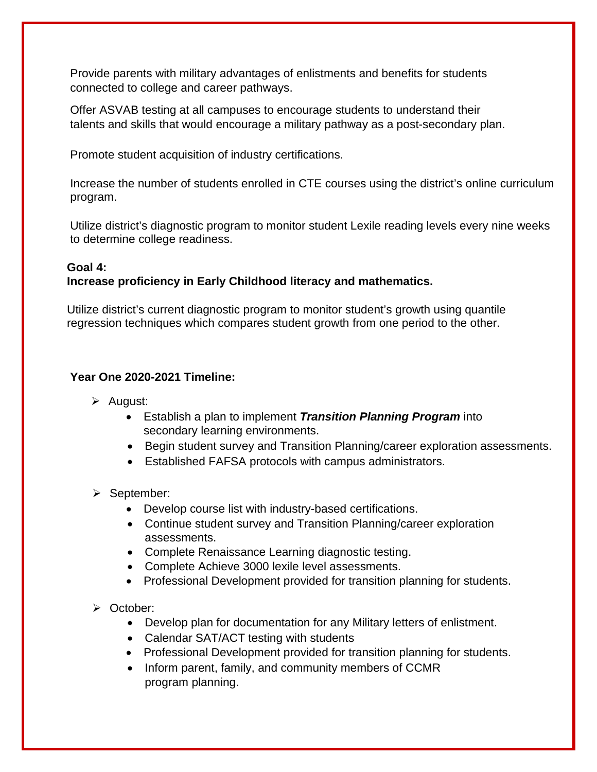Provide parents with military advantages of enlistments and benefits for students connected to college and career pathways.

Offer ASVAB testing at all campuses to encourage students to understand their talents and skills that would encourage a military pathway as a post-secondary plan.

Promote student acquisition of industry certifications.

Increase the number of students enrolled in CTE courses using the district's online curriculum program.

Utilize district's diagnostic program to monitor student Lexile reading levels every nine weeks to determine college readiness.

**Goal 4:**
**Increase proficiency in Early Childhood literacy and mathematics.**

Utilize district's current diagnostic program to monitor student's growth using quantile regression techniques which compares student growth from one period to the other.

**Year One 2020-2021 Timeline:**

- August:
  - Establish a plan to implement ***Transition Planning Program*** into secondary learning environments.
  - Begin student survey and Transition Planning/career exploration assessments.
  - Established FAFSA protocols with campus administrators.

- September:
  - Develop course list with industry-based certifications.
  - Continue student survey and Transition Planning/career exploration assessments.
  - Complete Renaissance Learning diagnostic testing.
  - Complete Achieve 3000 lexile level assessments.
  - Professional Development provided for transition planning for students.

- October:
  - Develop plan for documentation for any Military letters of enlistment.
  - Calendar SAT/ACT testing with students
  - Professional Development provided for transition planning for students.
  - Inform parent, family, and community members of CCMR program planning.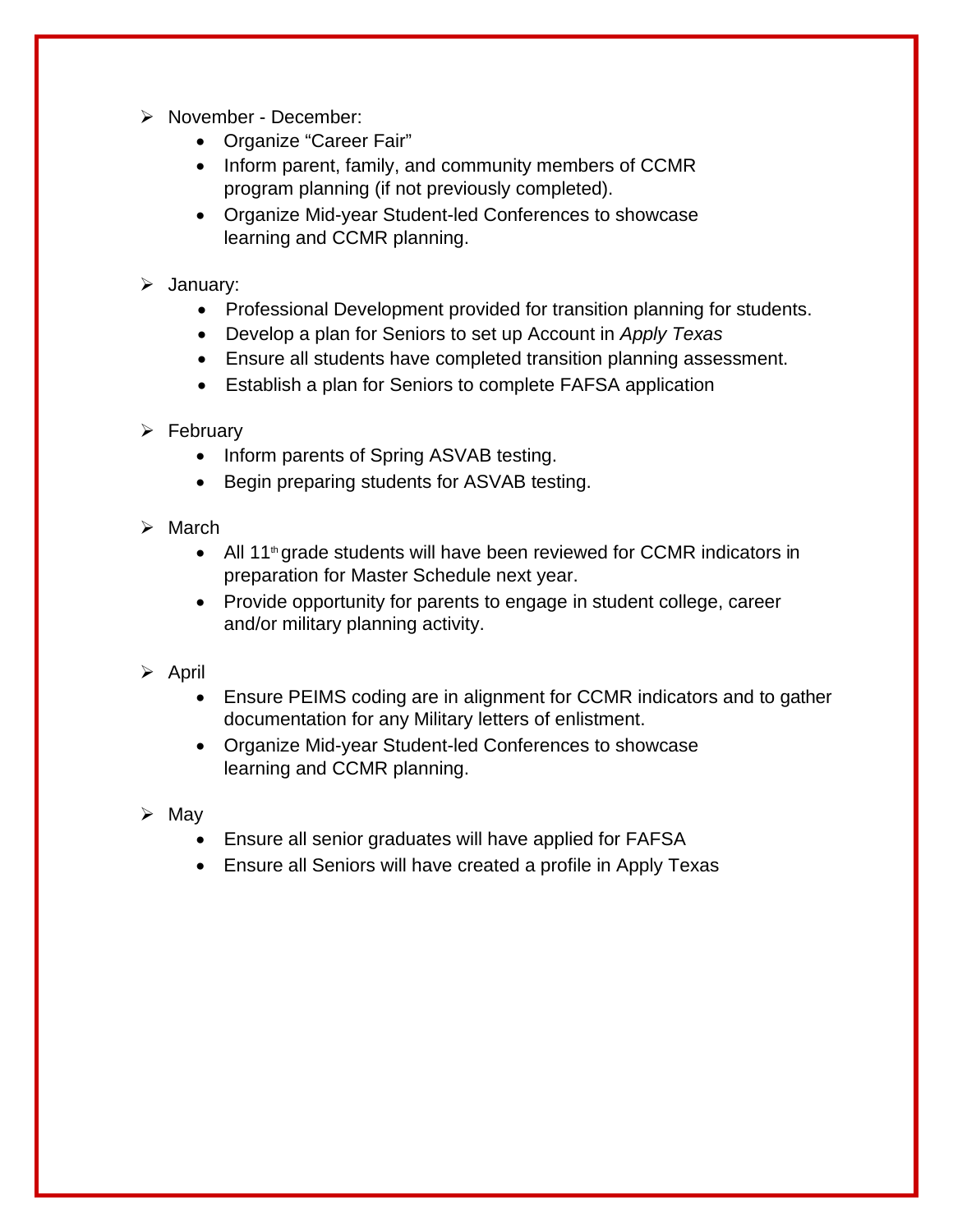- November - December:
  - Organize “Career Fair”
  - Inform parent, family, and community members of CCMR program planning (if not previously completed).
  - Organize Mid-year Student-led Conferences to showcase learning and CCMR planning.

- January:
  - Professional Development provided for transition planning for students.
  - Develop a plan for Seniors to set up Account in *Apply Texas*
  - Ensure all students have completed transition planning assessment.
  - Establish a plan for Seniors to complete FAFSA application

- February
  - Inform parents of Spring ASVAB testing.
  - Begin preparing students for ASVAB testing.

- March
  - All 11th grade students will have been reviewed for CCMR indicators in preparation for Master Schedule next year.
  - Provide opportunity for parents to engage in student college, career and/or military planning activity.

- April
  - Ensure PEIMS coding are in alignment for CCMR indicators and to gather documentation for any Military letters of enlistment.
  - Organize Mid-year Student-led Conferences to showcase learning and CCMR planning.

- May
  - Ensure all senior graduates will have applied for FAFSA
  - Ensure all Seniors will have created a profile in Apply Texas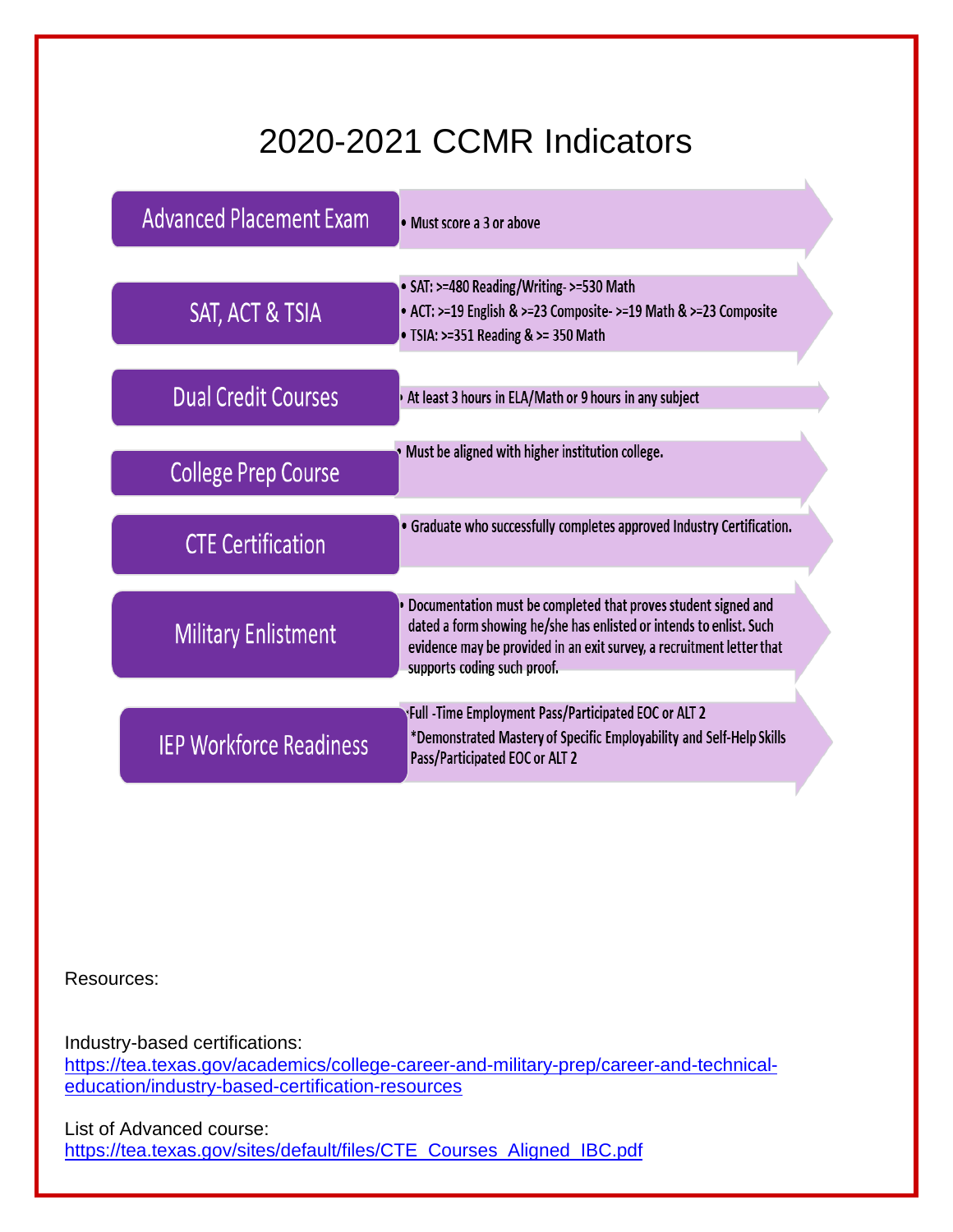# 2020-2021 CCMR Indicators

| Indicator | Criteria |
|---|---|
| Advanced Placement Exam | • Must score a 3 or above |
| SAT, ACT & TSIA | • SAT: >=480 Reading/Writing- >=530 Math<br>• ACT: >=19 English & >=23 Composite- >=19 Math & >=23 Composite<br>• TSIA: >=351 Reading & >= 350 Math |
| Dual Credit Courses | • At least 3 hours in ELA/Math or 9 hours in any subject |
| College Prep Course | • Must be aligned with higher institution college. |
| CTE Certification | • Graduate who successfully completes approved Industry Certification. |
| Military Enlistment | • Documentation must be completed that proves student signed and dated a form showing he/she has enlisted or intends to enlist. Such evidence may be provided in an exit survey, a recruitment letter that supports coding such proof. |
| IEP Workforce Readiness | • Full -Time Employment Pass/Participated EOC or ALT 2<br>*Demonstrated Mastery of Specific Employability and Self-Help Skills Pass/Participated EOC or ALT 2 |

Resources:

Industry-based certifications:
https://tea.texas.gov/academics/college-career-and-military-prep/career-and-technical-education/industry-based-certification-resources

List of Advanced course:
https://tea.texas.gov/sites/default/files/CTE_Courses_Aligned_IBC.pdf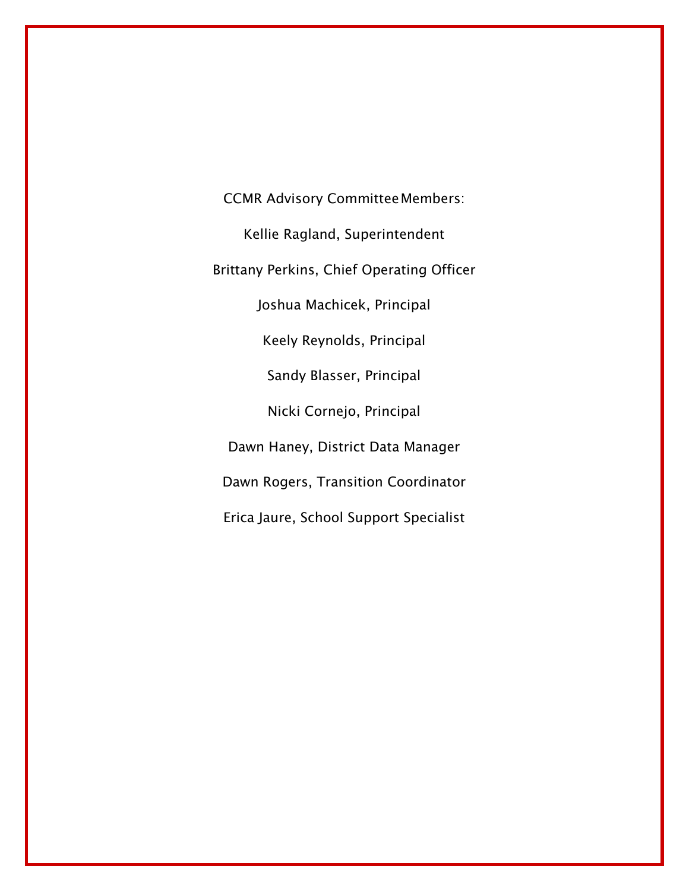CCMR Advisory Committee Members:

Kellie Ragland, Superintendent

Brittany Perkins, Chief Operating Officer

Joshua Machicek, Principal

Keely Reynolds, Principal

Sandy Blasser, Principal

Nicki Cornejo, Principal

Dawn Haney, District Data Manager

Dawn Rogers, Transition Coordinator

Erica Jaure, School Support Specialist